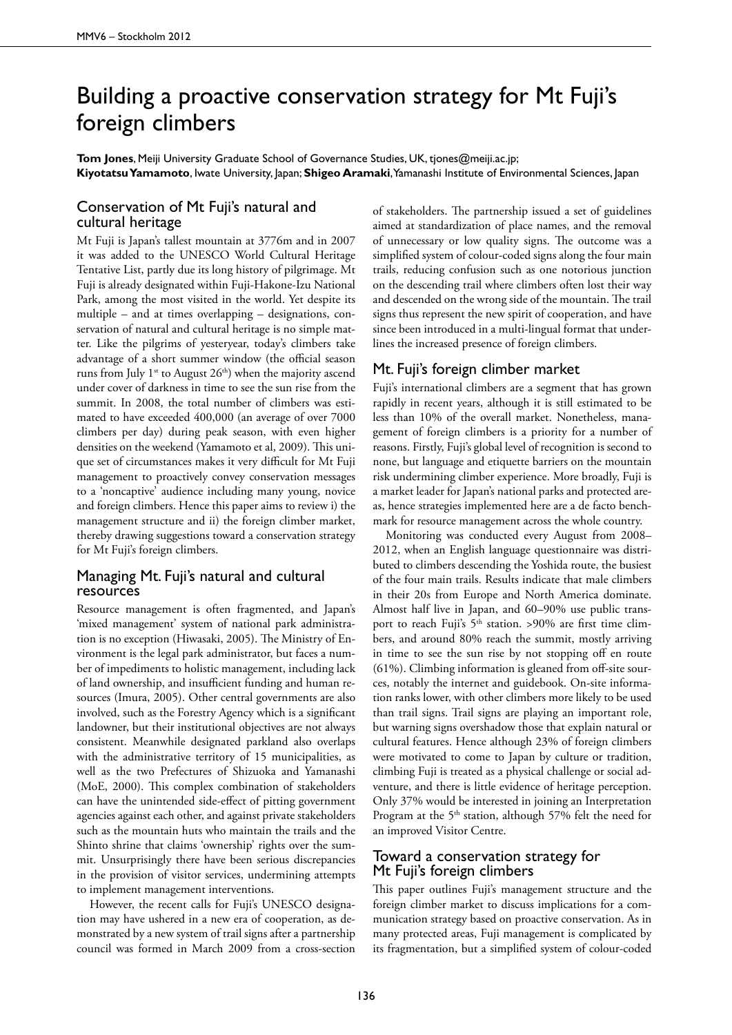# Building a proactive conservation strategy for Mt Fuji's foreign climbers

**Tom Jones**, Meiji University Graduate School of Governance Studies, UK, tjones@meiji.ac.jp;
**Kiyotatsu Yamamoto**, Iwate University, Japan; **Shigeo Aramaki**, Yamanashi Institute of Environmental Sciences, Japan

## Conservation of Mt Fuji's natural and cultural heritage

Mt Fuji is Japan's tallest mountain at 3776m and in 2007 it was added to the UNESCO World Cultural Heritage Tentative List, partly due its long history of pilgrimage. Mt Fuji is already designated within Fuji-Hakone-Izu National Park, among the most visited in the world. Yet despite its multiple – and at times overlapping – designations, conservation of natural and cultural heritage is no simple matter. Like the pilgrims of yesteryear, today's climbers take advantage of a short summer window (the official season runs from July 1st to August 26th) when the majority ascend under cover of darkness in time to see the sun rise from the summit. In 2008, the total number of climbers was estimated to have exceeded 400,000 (an average of over 7000 climbers per day) during peak season, with even higher densities on the weekend (Yamamoto et al, 2009). This unique set of circumstances makes it very difficult for Mt Fuji management to proactively convey conservation messages to a 'noncaptive' audience including many young, novice and foreign climbers. Hence this paper aims to review i) the management structure and ii) the foreign climber market, thereby drawing suggestions toward a conservation strategy for Mt Fuji's foreign climbers.

## Managing Mt. Fuji's natural and cultural resources

Resource management is often fragmented, and Japan's 'mixed management' system of national park administration is no exception (Hiwasaki, 2005). The Ministry of Environment is the legal park administrator, but faces a number of impediments to holistic management, including lack of land ownership, and insufficient funding and human resources (Imura, 2005). Other central governments are also involved, such as the Forestry Agency which is a significant landowner, but their institutional objectives are not always consistent. Meanwhile designated parkland also overlaps with the administrative territory of 15 municipalities, as well as the two Prefectures of Shizuoka and Yamanashi (MoE, 2000). This complex combination of stakeholders can have the unintended side-effect of pitting government agencies against each other, and against private stakeholders such as the mountain huts who maintain the trails and the Shinto shrine that claims 'ownership' rights over the summit. Unsurprisingly there have been serious discrepancies in the provision of visitor services, undermining attempts to implement management interventions.

However, the recent calls for Fuji's UNESCO designation may have ushered in a new era of cooperation, as demonstrated by a new system of trail signs after a partnership council was formed in March 2009 from a cross-section of stakeholders. The partnership issued a set of guidelines aimed at standardization of place names, and the removal of unnecessary or low quality signs. The outcome was a simplified system of colour-coded signs along the four main trails, reducing confusion such as one notorious junction on the descending trail where climbers often lost their way and descended on the wrong side of the mountain. The trail signs thus represent the new spirit of cooperation, and have since been introduced in a multi-lingual format that underlines the increased presence of foreign climbers.

## Mt. Fuji's foreign climber market

Fuji's international climbers are a segment that has grown rapidly in recent years, although it is still estimated to be less than 10% of the overall market. Nonetheless, management of foreign climbers is a priority for a number of reasons. Firstly, Fuji's global level of recognition is second to none, but language and etiquette barriers on the mountain risk undermining climber experience. More broadly, Fuji is a market leader for Japan's national parks and protected areas, hence strategies implemented here are a de facto benchmark for resource management across the whole country.

Monitoring was conducted every August from 2008–2012, when an English language questionnaire was distributed to climbers descending the Yoshida route, the busiest of the four main trails. Results indicate that male climbers in their 20s from Europe and North America dominate. Almost half live in Japan, and 60–90% use public transport to reach Fuji's 5th station. >90% are first time climbers, and around 80% reach the summit, mostly arriving in time to see the sun rise by not stopping off en route (61%). Climbing information is gleaned from off-site sources, notably the internet and guidebook. On-site information ranks lower, with other climbers more likely to be used than trail signs. Trail signs are playing an important role, but warning signs overshadow those that explain natural or cultural features. Hence although 23% of foreign climbers were motivated to come to Japan by culture or tradition, climbing Fuji is treated as a physical challenge or social adventure, and there is little evidence of heritage perception. Only 37% would be interested in joining an Interpretation Program at the 5th station, although 57% felt the need for an improved Visitor Centre.

## Toward a conservation strategy for Mt Fuji's foreign climbers

This paper outlines Fuji's management structure and the foreign climber market to discuss implications for a communication strategy based on proactive conservation. As in many protected areas, Fuji management is complicated by its fragmentation, but a simplified system of colour-coded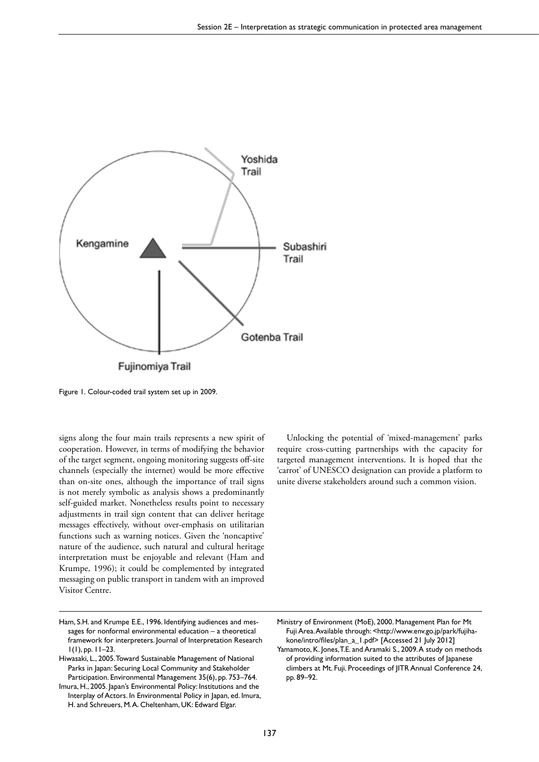Yoshida Trail

Kengamine

Subashiri Trail

Gotenba Trail

Fujinomiya Trail

Figure 1. Colour-coded trail system set up in 2009.

signs along the four main trails represents a new spirit of cooperation. However, in terms of modifying the behavior of the target segment, ongoing monitoring suggests off-site channels (especially the internet) would be more effective than on-site ones, although the importance of trail signs is not merely symbolic as analysis shows a predominantly self-guided market. Nonetheless results point to necessary adjustments in trail sign content that can deliver heritage messages effectively, without over-emphasis on utilitarian functions such as warning notices. Given the 'noncaptive' nature of the audience, such natural and cultural heritage interpretation must be enjoyable and relevant (Ham and Krumpe, 1996); it could be complemented by integrated messaging on public transport in tandem with an improved Visitor Centre.

Unlocking the potential of 'mixed-management' parks require cross-cutting partnerships with the capacity for targeted management interventions. It is hoped that the 'carrot' of UNESCO designation can provide a platform to unite diverse stakeholders around such a common vision.

---

Ham, S.H. and Krumpe E.E., 1996. Identifying audiences and messages for nonformal environmental education – a theoretical framework for interpreters. Journal of Interpretation Research 1(1), pp. 11–23.

Hiwasaki, L., 2005. Toward Sustainable Management of National Parks in Japan: Securing Local Community and Stakeholder Participation. Environmental Management 35(6), pp. 753–764.

Imura, H., 2005. Japan's Environmental Policy: Institutions and the Interplay of Actors. In Environmental Policy in Japan, ed. Imura, H. and Schreuers, M.A. Cheltenham, UK: Edward Elgar.

Ministry of Environment (MoE), 2000. Management Plan for Mt Fuji Area. Available through: <http://www.env.go.jp/park/fujihakone/intro/files/plan_a_1.pdf> [Accessed 21 July 2012]

Yamamoto, K. Jones, T.E. and Aramaki S., 2009. A study on methods of providing information suited to the attributes of Japanese climbers at Mt. Fuji. Proceedings of JITR Annual Conference 24, pp. 89–92.